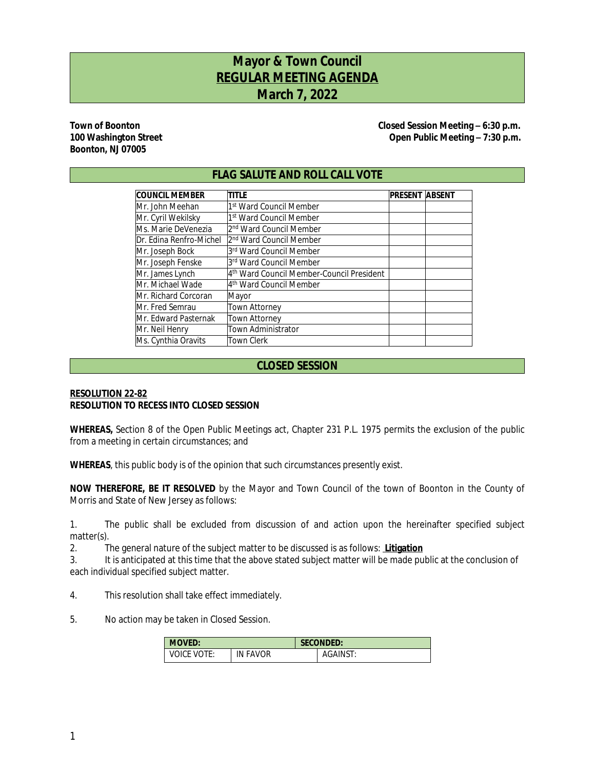# Mayor & Town Council
# REGULAR MEETING AGENDA
# March 7, 2022

**Town of Boonton**
**100 Washington Street**
**Boonton, NJ 07005**

**Closed Session Meeting – 6:30 p.m.**
**Open Public Meeting – 7:30 p.m.**

## FLAG SALUTE AND ROLL CALL VOTE

| COUNCIL MEMBER | TITLE | PRESENT | ABSENT |
|---|---|---|---|
| Mr. John Meehan | 1st Ward Council Member | | |
| Mr. Cyril Wekilsky | 1st Ward Council Member | | |
| Ms. Marie DeVenezia | 2nd Ward Council Member | | |
| Dr. Edina Renfro-Michel | 2nd Ward Council Member | | |
| Mr. Joseph Bock | 3rd Ward Council Member | | |
| Mr. Joseph Fenske | 3rd Ward Council Member | | |
| Mr. James Lynch | 4th Ward Council Member-Council President | | |
| Mr. Michael Wade | 4th Ward Council Member | | |
| Mr. Richard Corcoran | Mayor | | |
| Mr. Fred Semrau | Town Attorney | | |
| Mr. Edward Pasternak | Town Attorney | | |
| Mr. Neil Henry | Town Administrator | | |
| Ms. Cynthia Oravits | Town Clerk | | |

## CLOSED SESSION

**RESOLUTION 22-82**
**RESOLUTION TO RECESS INTO CLOSED SESSION**

**WHEREAS,** Section 8 of the Open Public Meetings act, Chapter 231 P.L. 1975 permits the exclusion of the public from a meeting in certain circumstances; and

**WHEREAS**, this public body is of the opinion that such circumstances presently exist.

**NOW THEREFORE, BE IT RESOLVED** by the Mayor and Town Council of the town of Boonton in the County of Morris and State of New Jersey as follows:

1. The public shall be excluded from discussion of and action upon the hereinafter specified subject matter(s).
2. The general nature of the subject matter to be discussed is as follows: **Litigation**
3. It is anticipated at this time that the above stated subject matter will be made public at the conclusion of each individual specified subject matter.
4. This resolution shall take effect immediately.
5. No action may be taken in Closed Session.

| MOVED: | | SECONDED: | |
|---|---|---|---|
| VOICE VOTE: | IN FAVOR | | AGAINST: |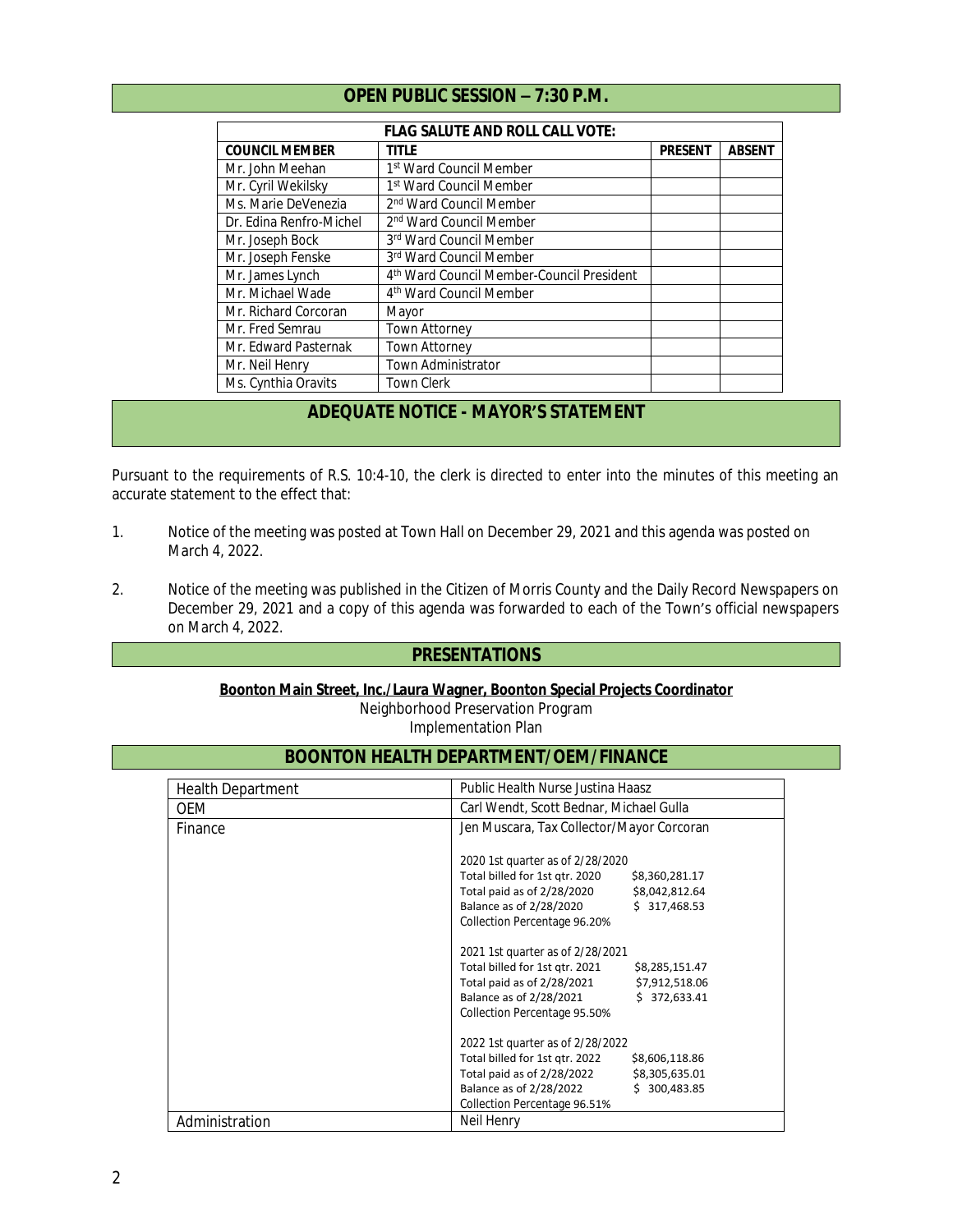## OPEN PUBLIC SESSION – 7:30 P.M.

| FLAG SALUTE AND ROLL CALL VOTE: | | | |
|---|---|---|---|
| **COUNCIL MEMBER** | **TITLE** | **PRESENT** | **ABSENT** |
| Mr. John Meehan | 1st Ward Council Member | | |
| Mr. Cyril Wekilsky | 1st Ward Council Member | | |
| Ms. Marie DeVenezia | 2nd Ward Council Member | | |
| Dr. Edina Renfro-Michel | 2nd Ward Council Member | | |
| Mr. Joseph Bock | 3rd Ward Council Member | | |
| Mr. Joseph Fenske | 3rd Ward Council Member | | |
| Mr. James Lynch | 4th Ward Council Member-Council President | | |
| Mr. Michael Wade | 4th Ward Council Member | | |
| Mr. Richard Corcoran | Mayor | | |
| Mr. Fred Semrau | Town Attorney | | |
| Mr. Edward Pasternak | Town Attorney | | |
| Mr. Neil Henry | Town Administrator | | |
| Ms. Cynthia Oravits | Town Clerk | | |

## ADEQUATE NOTICE - MAYOR'S STATEMENT

Pursuant to the requirements of R.S. 10:4-10, the clerk is directed to enter into the minutes of this meeting an accurate statement to the effect that:

1. Notice of the meeting was posted at Town Hall on December 29, 2021 and this agenda was posted on March 4, 2022.

2. Notice of the meeting was published in the Citizen of Morris County and the Daily Record Newspapers on December 29, 2021 and a copy of this agenda was forwarded to each of the Town's official newspapers on March 4, 2022.

## PRESENTATIONS

**Boonton Main Street, Inc./Laura Wagner, Boonton Special Projects Coordinator**

Neighborhood Preservation Program

Implementation Plan

## BOONTON HEALTH DEPARTMENT/OEM/FINANCE

| | |
|---|---|
| Health Department | Public Health Nurse Justina Haasz |
| OEM | Carl Wendt, Scott Bednar, Michael Gulla |
| Finance | Jen Muscara, Tax Collector/Mayor Corcoran<br><br>2020 1st quarter as of 2/28/2020<br>Total billed for 1st qtr. 2020 $8,360,281.17<br>Total paid as of 2/28/2020 $8,042,812.64<br>Balance as of 2/28/2020 $ 317,468.53<br>Collection Percentage 96.20%<br><br>2021 1st quarter as of 2/28/2021<br>Total billed for 1st qtr. 2021 $8,285,151.47<br>Total paid as of 2/28/2021 $7,912,518.06<br>Balance as of 2/28/2021 $ 372,633.41<br>Collection Percentage 95.50%<br><br>2022 1st quarter as of 2/28/2022<br>Total billed for 1st qtr. 2022 $8,606,118.86<br>Total paid as of 2/28/2022 $8,305,635.01<br>Balance as of 2/28/2022 $ 300,483.85<br>Collection Percentage 96.51% |
| Administration | Neil Henry |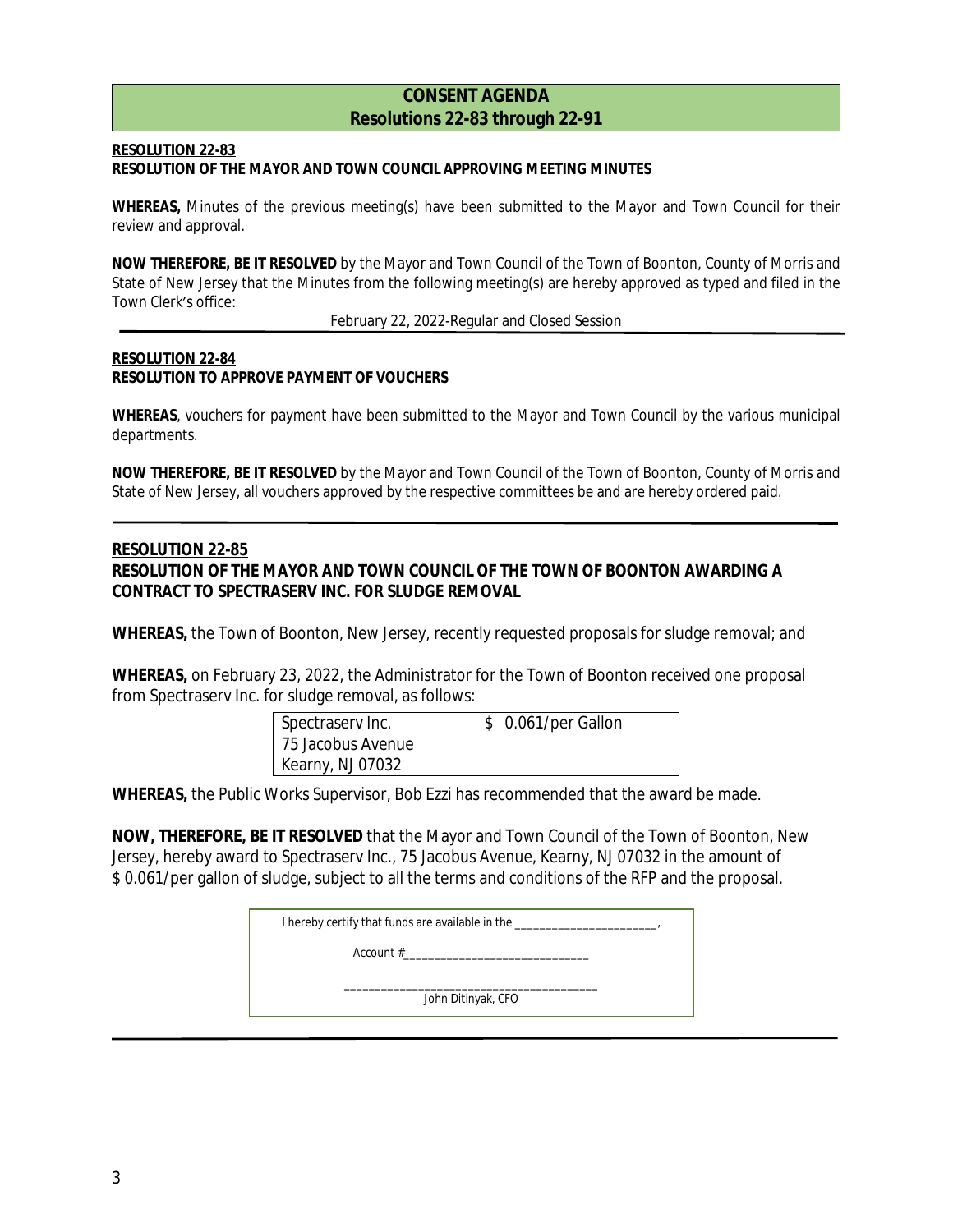## CONSENT AGENDA
## Resolutions 22-83 through 22-91

**RESOLUTION 22-83**
**RESOLUTION OF THE MAYOR AND TOWN COUNCIL APPROVING MEETING MINUTES**

**WHEREAS,** Minutes of the previous meeting(s) have been submitted to the Mayor and Town Council for their review and approval.

**NOW THEREFORE, BE IT RESOLVED** by the Mayor and Town Council of the Town of Boonton, County of Morris and State of New Jersey that the Minutes from the following meeting(s) are hereby approved as typed and filed in the Town Clerk's office:

February 22, 2022-Regular and Closed Session

---

**RESOLUTION 22-84**
**RESOLUTION TO APPROVE PAYMENT OF VOUCHERS**

**WHEREAS**, vouchers for payment have been submitted to the Mayor and Town Council by the various municipal departments.

**NOW THEREFORE, BE IT RESOLVED** by the Mayor and Town Council of the Town of Boonton, County of Morris and State of New Jersey, all vouchers approved by the respective committees be and are hereby ordered paid.

---

**RESOLUTION 22-85**
**RESOLUTION OF THE MAYOR AND TOWN COUNCIL OF THE TOWN OF BOONTON AWARDING A CONTRACT TO SPECTRASERV INC. FOR SLUDGE REMOVAL**

**WHEREAS,** the Town of Boonton, New Jersey, recently requested proposals for sludge removal; and

**WHEREAS,** on February 23, 2022, the Administrator for the Town of Boonton received one proposal from Spectraserv Inc. for sludge removal, as follows:

| Spectraserv Inc.<br>75 Jacobus Avenue<br>Kearny, NJ 07032 | $ 0.061/per Gallon |
|---|---|

**WHEREAS,** the Public Works Supervisor, Bob Ezzi has recommended that the award be made.

**NOW, THEREFORE, BE IT RESOLVED** that the Mayor and Town Council of the Town of Boonton, New Jersey, hereby award to Spectraserv Inc., 75 Jacobus Avenue, Kearny, NJ 07032 in the amount of $ 0.061/per gallon of sludge, subject to all the terms and conditions of the RFP and the proposal.

I hereby certify that funds are available in the ______________________,

Account #____________________________

_______________________________________
John Ditinyak, CFO

---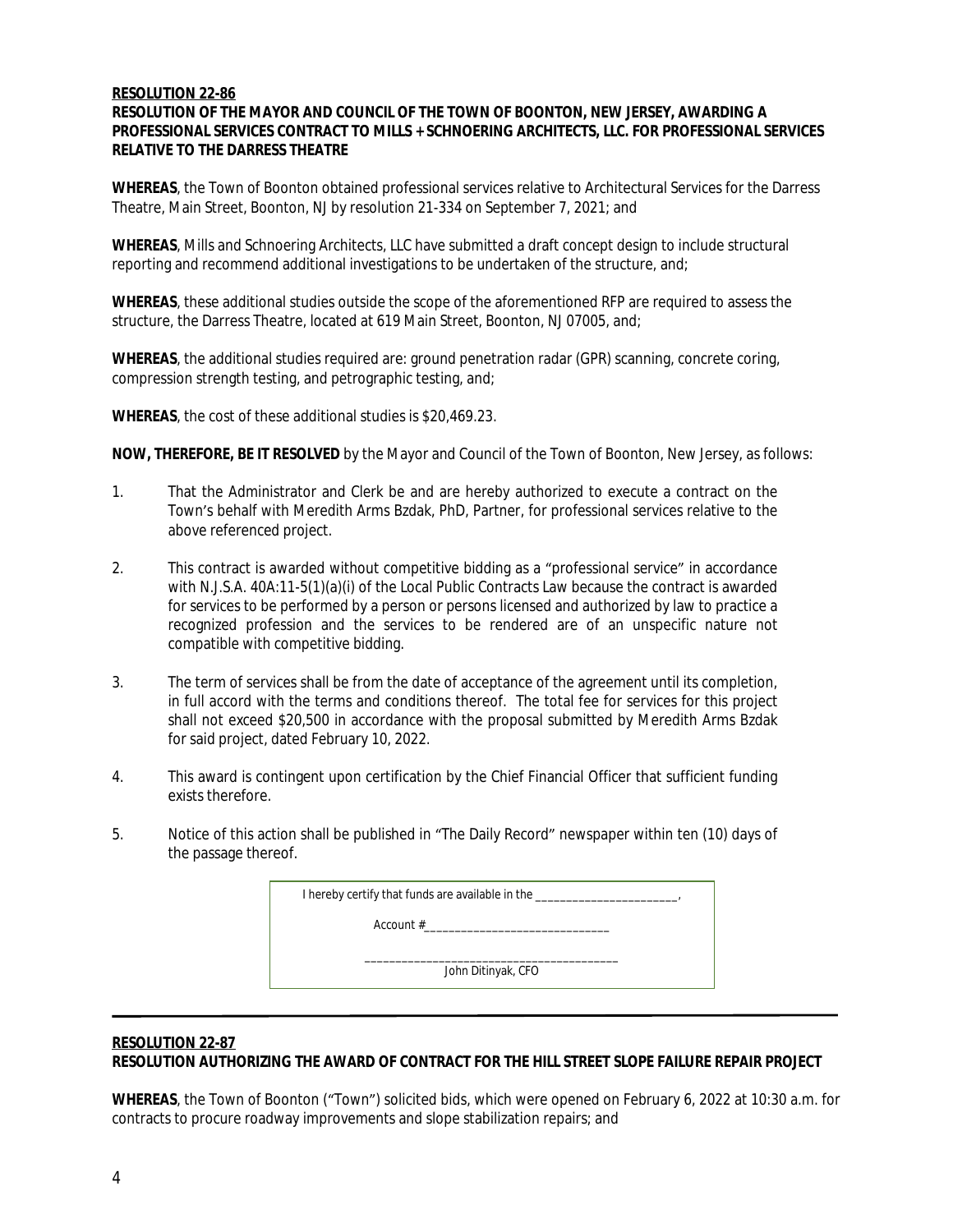**RESOLUTION 22-86**

**RESOLUTION OF THE MAYOR AND COUNCIL OF THE TOWN OF BOONTON, NEW JERSEY, AWARDING A PROFESSIONAL SERVICES CONTRACT TO MILLS + SCHNOERING ARCHITECTS, LLC. FOR PROFESSIONAL SERVICES RELATIVE TO THE DARRESS THEATRE**

**WHEREAS**, the Town of Boonton obtained professional services relative to Architectural Services for the Darress Theatre, Main Street, Boonton, NJ by resolution 21-334 on September 7, 2021; and

**WHEREAS**, Mills and Schnoering Architects, LLC have submitted a draft concept design to include structural reporting and recommend additional investigations to be undertaken of the structure, and;

**WHEREAS**, these additional studies outside the scope of the aforementioned RFP are required to assess the structure, the Darress Theatre, located at 619 Main Street, Boonton, NJ 07005, and;

**WHEREAS**, the additional studies required are: ground penetration radar (GPR) scanning, concrete coring, compression strength testing, and petrographic testing, and;

**WHEREAS**, the cost of these additional studies is $20,469.23.

**NOW, THEREFORE, BE IT RESOLVED** by the Mayor and Council of the Town of Boonton, New Jersey, as follows:

1. That the Administrator and Clerk be and are hereby authorized to execute a contract on the Town's behalf with Meredith Arms Bzdak, PhD, Partner, for professional services relative to the above referenced project.

2. This contract is awarded without competitive bidding as a "professional service" in accordance with N.J.S.A. 40A:11-5(1)(a)(i) of the Local Public Contracts Law because the contract is awarded for services to be performed by a person or persons licensed and authorized by law to practice a recognized profession and the services to be rendered are of an unspecific nature not compatible with competitive bidding.

3. The term of services shall be from the date of acceptance of the agreement until its completion, in full accord with the terms and conditions thereof. The total fee for services for this project shall not exceed $20,500 in accordance with the proposal submitted by Meredith Arms Bzdak for said project, dated February 10, 2022.

4. This award is contingent upon certification by the Chief Financial Officer that sufficient funding exists therefore.

5. Notice of this action shall be published in "The Daily Record" newspaper within ten (10) days of the passage thereof.

> I hereby certify that funds are available in the _______________________,
>
> Account #_____________________________
>
> _________________________________________
> John Ditinyak, CFO

---

**RESOLUTION 22-87**

**RESOLUTION AUTHORIZING THE AWARD OF CONTRACT FOR THE HILL STREET SLOPE FAILURE REPAIR PROJECT**

**WHEREAS**, the Town of Boonton ("Town") solicited bids, which were opened on February 6, 2022 at 10:30 a.m. for contracts to procure roadway improvements and slope stabilization repairs; and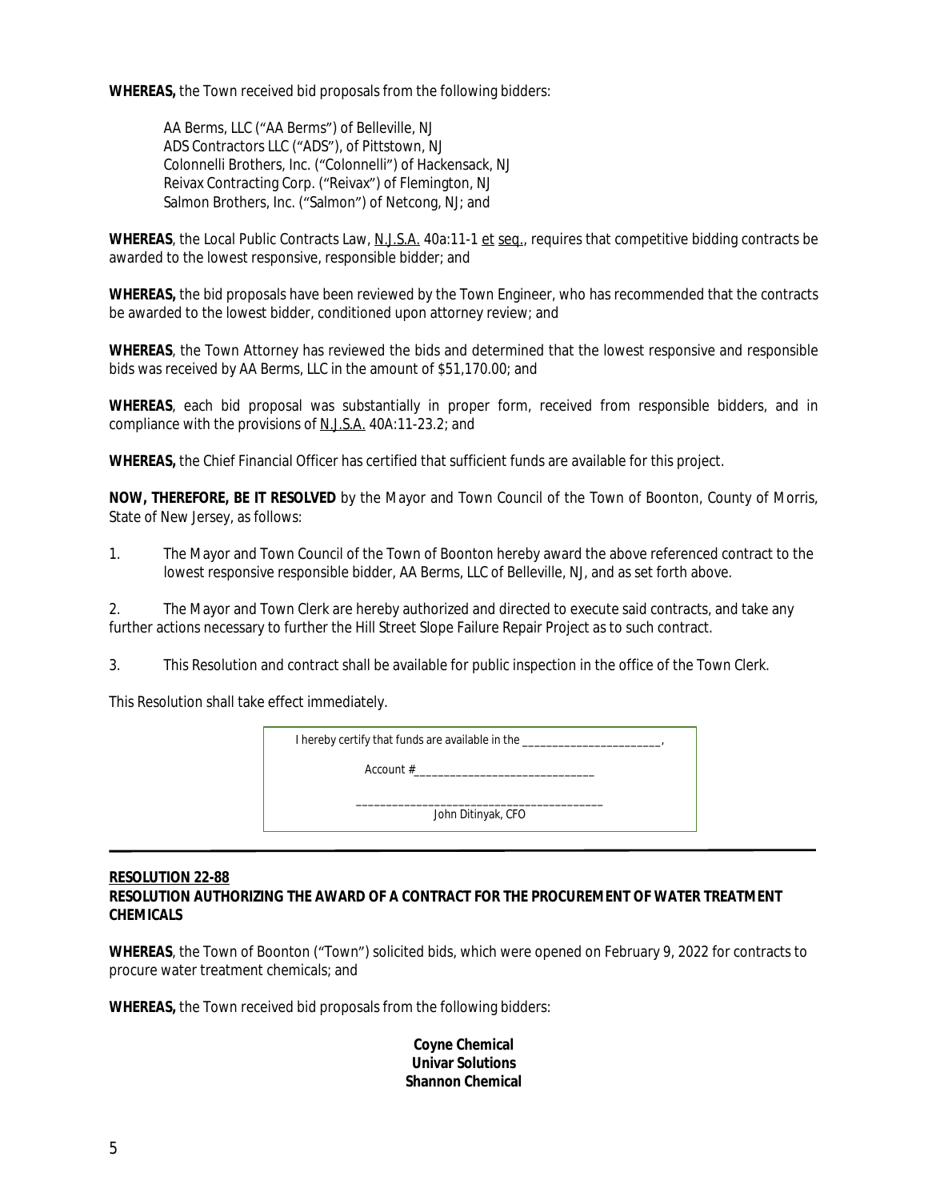**WHEREAS,** the Town received bid proposals from the following bidders:

AA Berms, LLC ("AA Berms") of Belleville, NJ
ADS Contractors LLC ("ADS"), of Pittstown, NJ
Colonnelli Brothers, Inc. ("Colonnelli") of Hackensack, NJ
Reivax Contracting Corp. ("Reivax") of Flemington, NJ
Salmon Brothers, Inc. ("Salmon") of Netcong, NJ; and

**WHEREAS**, the Local Public Contracts Law, N.J.S.A. 40a:11-1 et seq., requires that competitive bidding contracts be awarded to the lowest responsive, responsible bidder; and

**WHEREAS,** the bid proposals have been reviewed by the Town Engineer, who has recommended that the contracts be awarded to the lowest bidder, conditioned upon attorney review; and

**WHEREAS**, the Town Attorney has reviewed the bids and determined that the lowest responsive and responsible bids was received by AA Berms, LLC in the amount of $51,170.00; and

**WHEREAS**, each bid proposal was substantially in proper form, received from responsible bidders, and in compliance with the provisions of N.J.S.A. 40A:11-23.2; and

**WHEREAS,** the Chief Financial Officer has certified that sufficient funds are available for this project.

**NOW, THEREFORE, BE IT RESOLVED** by the Mayor and Town Council of the Town of Boonton, County of Morris, State of New Jersey, as follows:

1. The Mayor and Town Council of the Town of Boonton hereby award the above referenced contract to the lowest responsive responsible bidder, AA Berms, LLC of Belleville, NJ, and as set forth above.

2. The Mayor and Town Clerk are hereby authorized and directed to execute said contracts, and take any further actions necessary to further the Hill Street Slope Failure Repair Project as to such contract.

3. This Resolution and contract shall be available for public inspection in the office of the Town Clerk.

This Resolution shall take effect immediately.

I hereby certify that funds are available in the _______________________,

Account #_____________________________

_________________________________________
John Ditinyak, CFO

---

**RESOLUTION 22-88**
**RESOLUTION AUTHORIZING THE AWARD OF A CONTRACT FOR THE PROCUREMENT OF WATER TREATMENT CHEMICALS**

**WHEREAS**, the Town of Boonton ("Town") solicited bids, which were opened on February 9, 2022 for contracts to procure water treatment chemicals; and

**WHEREAS,** the Town received bid proposals from the following bidders:

**Coyne Chemical**
**Univar Solutions**
**Shannon Chemical**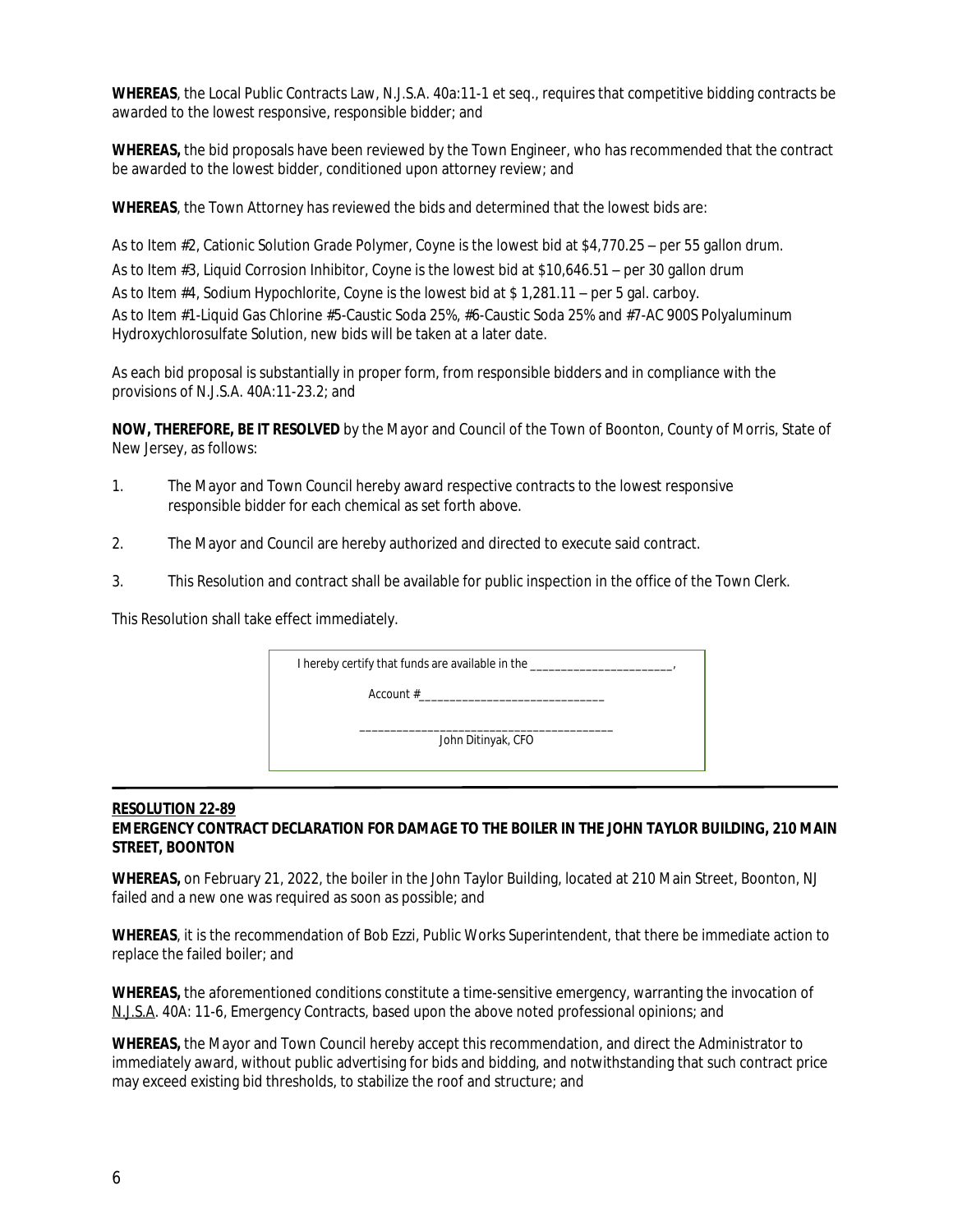**WHEREAS**, the Local Public Contracts Law, N.J.S.A. 40a:11-1 et seq., requires that competitive bidding contracts be awarded to the lowest responsive, responsible bidder; and

**WHEREAS,** the bid proposals have been reviewed by the Town Engineer, who has recommended that the contract be awarded to the lowest bidder, conditioned upon attorney review; and

**WHEREAS**, the Town Attorney has reviewed the bids and determined that the lowest bids are:

As to Item #2, Cationic Solution Grade Polymer, Coyne is the lowest bid at $4,770.25 – per 55 gallon drum.

As to Item #3, Liquid Corrosion Inhibitor, Coyne is the lowest bid at $10,646.51 – per 30 gallon drum

As to Item #4, Sodium Hypochlorite, Coyne is the lowest bid at $ 1,281.11 – per 5 gal. carboy.

As to Item #1-Liquid Gas Chlorine #5-Caustic Soda 25%, #6-Caustic Soda 25% and #7-AC 900S Polyaluminum Hydroxychlorosulfate Solution, new bids will be taken at a later date.

As each bid proposal is substantially in proper form, from responsible bidders and in compliance with the provisions of N.J.S.A. 40A:11-23.2; and

**NOW, THEREFORE, BE IT RESOLVED** by the Mayor and Council of the Town of Boonton, County of Morris, State of New Jersey, as follows:

1. The Mayor and Town Council hereby award respective contracts to the lowest responsive responsible bidder for each chemical as set forth above.

2. The Mayor and Council are hereby authorized and directed to execute said contract.

3. This Resolution and contract shall be available for public inspection in the office of the Town Clerk.

This Resolution shall take effect immediately.

I hereby certify that funds are available in the ________________________,

Account #______________________________

_________________________________________
John Ditinyak, CFO

---

**RESOLUTION 22-89**

**EMERGENCY CONTRACT DECLARATION FOR DAMAGE TO THE BOILER IN THE JOHN TAYLOR BUILDING, 210 MAIN STREET, BOONTON**

**WHEREAS,** on February 21, 2022, the boiler in the John Taylor Building, located at 210 Main Street, Boonton, NJ failed and a new one was required as soon as possible; and

**WHEREAS**, it is the recommendation of Bob Ezzi, Public Works Superintendent, that there be immediate action to replace the failed boiler; and

**WHEREAS,** the aforementioned conditions constitute a time-sensitive emergency, warranting the invocation of N.J.S.A. 40A: 11-6, Emergency Contracts, based upon the above noted professional opinions; and

**WHEREAS,** the Mayor and Town Council hereby accept this recommendation, and direct the Administrator to immediately award, without public advertising for bids and bidding, and notwithstanding that such contract price may exceed existing bid thresholds, to stabilize the roof and structure; and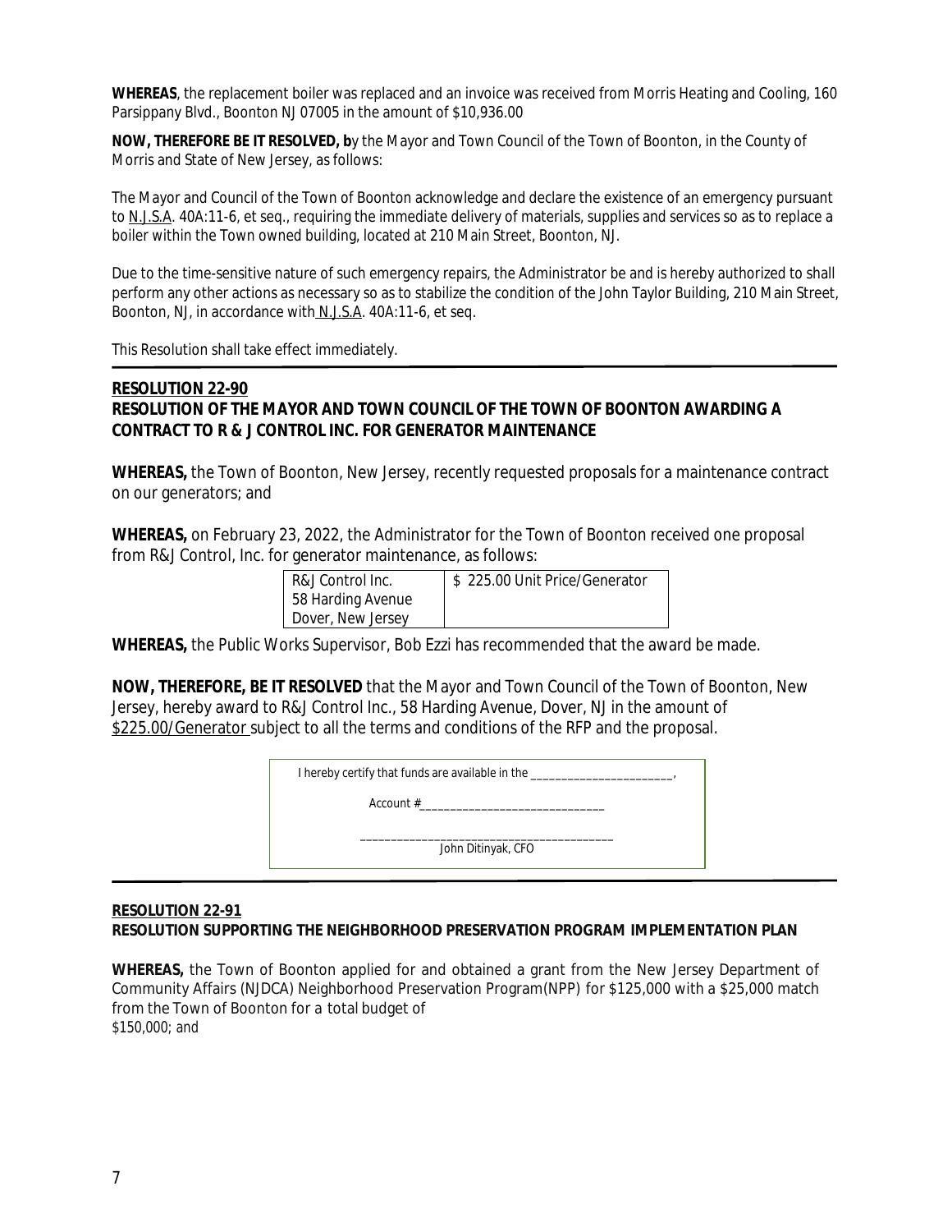**WHEREAS**, the replacement boiler was replaced and an invoice was received from Morris Heating and Cooling, 160 Parsippany Blvd., Boonton NJ 07005 in the amount of $10,936.00

**NOW, THEREFORE BE IT RESOLVED, b**y the Mayor and Town Council of the Town of Boonton, in the County of Morris and State of New Jersey, as follows:

The Mayor and Council of the Town of Boonton acknowledge and declare the existence of an emergency pursuant to N.J.S.A. 40A:11-6, et seq., requiring the immediate delivery of materials, supplies and services so as to replace a boiler within the Town owned building, located at 210 Main Street, Boonton, NJ.

Due to the time-sensitive nature of such emergency repairs, the Administrator be and is hereby authorized to shall perform any other actions as necessary so as to stabilize the condition of the John Taylor Building, 210 Main Street, Boonton, NJ, in accordance with N.J.S.A. 40A:11-6, et seq.

This Resolution shall take effect immediately.

---

**RESOLUTION 22-90**
**RESOLUTION OF THE MAYOR AND TOWN COUNCIL OF THE TOWN OF BOONTON AWARDING A CONTRACT TO R & J CONTROL INC. FOR GENERATOR MAINTENANCE**

**WHEREAS,** the Town of Boonton, New Jersey, recently requested proposals for a maintenance contract on our generators; and

**WHEREAS,** on February 23, 2022, the Administrator for the Town of Boonton received one proposal from R&J Control, Inc. for generator maintenance, as follows:

| R&J Control Inc.<br>58 Harding Avenue<br>Dover, New Jersey | $ 225.00 Unit Price/Generator |
|---|---|

**WHEREAS,** the Public Works Supervisor, Bob Ezzi has recommended that the award be made.

**NOW, THEREFORE, BE IT RESOLVED** that the Mayor and Town Council of the Town of Boonton, New Jersey, hereby award to R&J Control Inc., 58 Harding Avenue, Dover, NJ in the amount of $225.00/Generator subject to all the terms and conditions of the RFP and the proposal.

I hereby certify that funds are available in the _______________________,

Account #______________________________

_________________________________________
John Ditinyak, CFO

---

**RESOLUTION 22-91**
**RESOLUTION SUPPORTING THE NEIGHBORHOOD PRESERVATION PROGRAM IMPLEMENTATION PLAN**

**WHEREAS,** the Town of Boonton applied for and obtained a grant from the New Jersey Department of Community Affairs (NJDCA) Neighborhood Preservation Program(NPP) for $125,000 with a $25,000 match from the Town of Boonton for a total budget of $150,000; and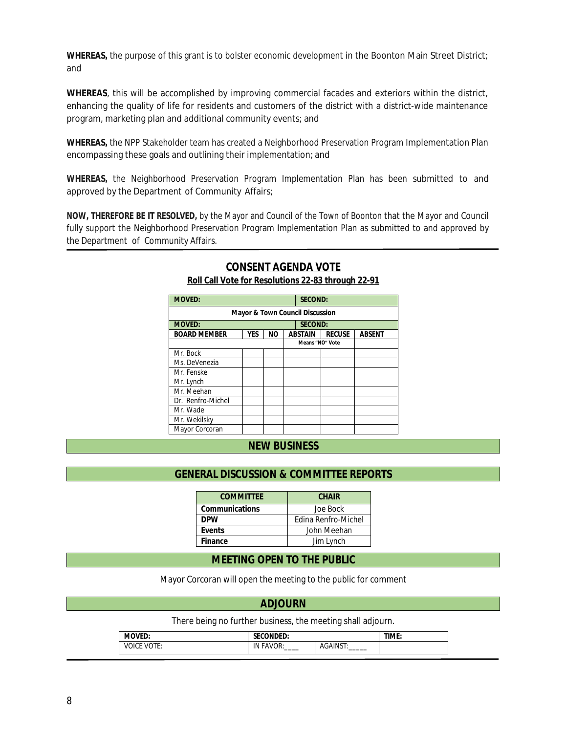**WHEREAS,** the purpose of this grant is to bolster economic development in the Boonton Main Street District; and

**WHEREAS**, this will be accomplished by improving commercial facades and exteriors within the district, enhancing the quality of life for residents and customers of the district with a district-wide maintenance program, marketing plan and additional community events; and

**WHEREAS,** the NPP Stakeholder team has created a Neighborhood Preservation Program Implementation Plan encompassing these goals and outlining their implementation; and

**WHEREAS,** the Neighborhood Preservation Program Implementation Plan has been submitted to and approved by the Department of Community Affairs;

**NOW, THEREFORE BE IT RESOLVED,** by the Mayor and Council of the Town of Boonton that the Mayor and Council fully support the Neighborhood Preservation Program Implementation Plan as submitted to and approved by the Department of Community Affairs.

## CONSENT AGENDA VOTE

**Roll Call Vote for Resolutions 22-83 through 22-91**

| | | | | | |
|---|---|---|---|---|---|
| **MOVED:** | | | **SECOND:** | | |
| **Mayor & Town Council Discussion** | | | | | |
| **MOVED:** | | | **SECOND:** | | |
| **BOARD MEMBER** | **YES** | **NO** | **ABSTAIN** | **RECUSE** | **ABSENT** |
| | | | Means "NO" Vote | | |
| Mr. Bock | | | | | |
| Ms. DeVenezia | | | | | |
| Mr. Fenske | | | | | |
| Mr. Lynch | | | | | |
| Mr. Meehan | | | | | |
| Dr. Renfro-Michel | | | | | |
| Mr. Wade | | | | | |
| Mr. Wekilsky | | | | | |
| Mayor Corcoran | | | | | |

## NEW BUSINESS

## GENERAL DISCUSSION & COMMITTEE REPORTS

| COMMITTEE | CHAIR |
|---|---|
| **Communications** | Joe Bock |
| **DPW** | Edina Renfro-Michel |
| **Events** | John Meehan |
| **Finance** | Jim Lynch |

## MEETING OPEN TO THE PUBLIC

Mayor Corcoran will open the meeting to the public for comment

## ADJOURN

There being no further business, the meeting shall adjourn.

| | | | |
|---|---|---|---|
| **MOVED:** | **SECONDED:** | | **TIME:** |
| VOICE VOTE: | IN FAVOR:____ | AGAINST:_____ | |